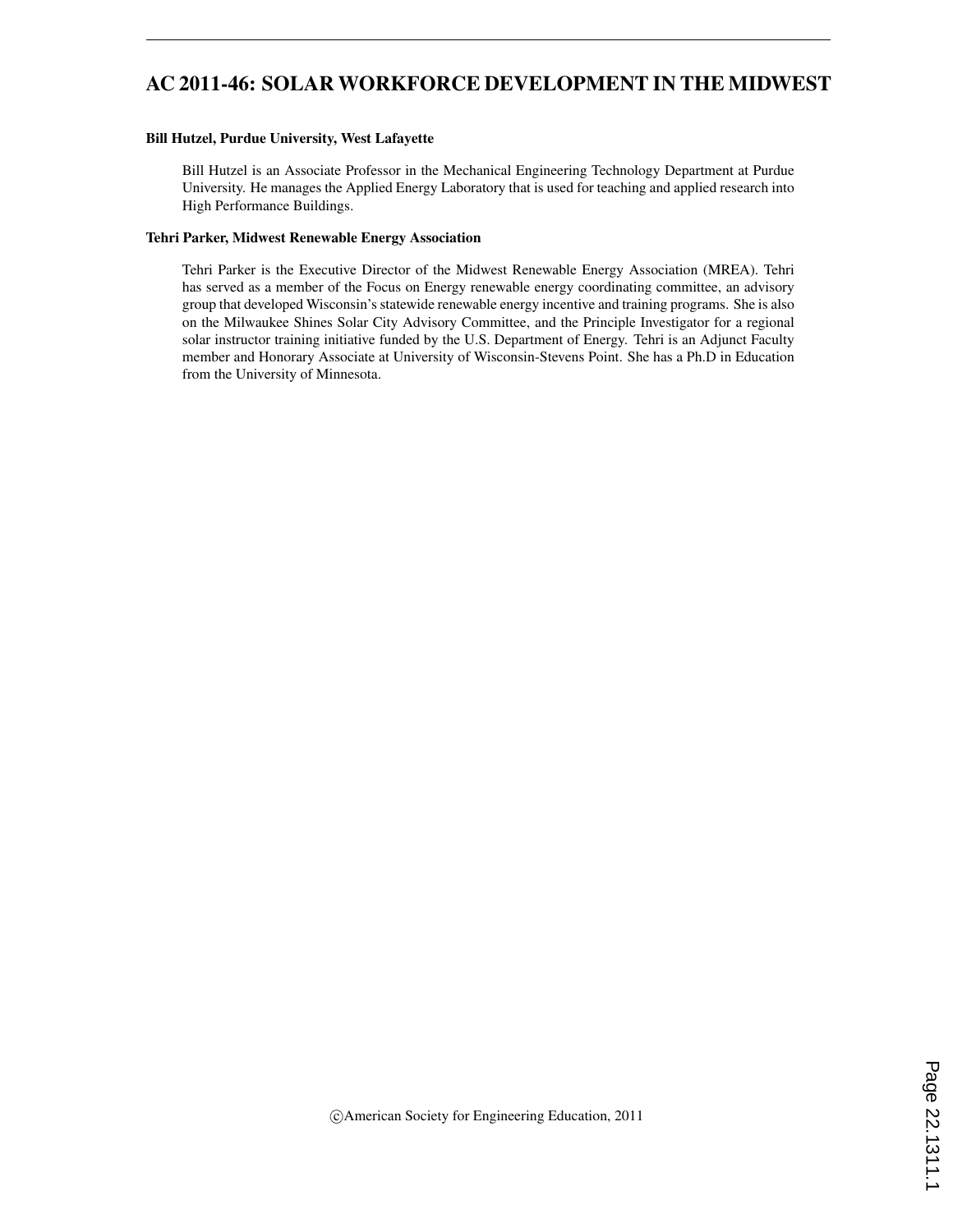# AC 2011-46: SOLAR WORKFORCE DEVELOPMENT IN THE MIDWEST

**Bill Hutzel, Purdue University, West Lafayette**

Bill Hutzel is an Associate Professor in the Mechanical Engineering Technology Department at Purdue University. He manages the Applied Energy Laboratory that is used for teaching and applied research into High Performance Buildings.

**Tehri Parker, Midwest Renewable Energy Association**

Tehri Parker is the Executive Director of the Midwest Renewable Energy Association (MREA). Tehri has served as a member of the Focus on Energy renewable energy coordinating committee, an advisory group that developed Wisconsin's statewide renewable energy incentive and training programs. She is also on the Milwaukee Shines Solar City Advisory Committee, and the Principle Investigator for a regional solar instructor training initiative funded by the U.S. Department of Energy. Tehri is an Adjunct Faculty member and Honorary Associate at University of Wisconsin-Stevens Point. She has a Ph.D in Education from the University of Minnesota.

©American Society for Engineering Education, 2011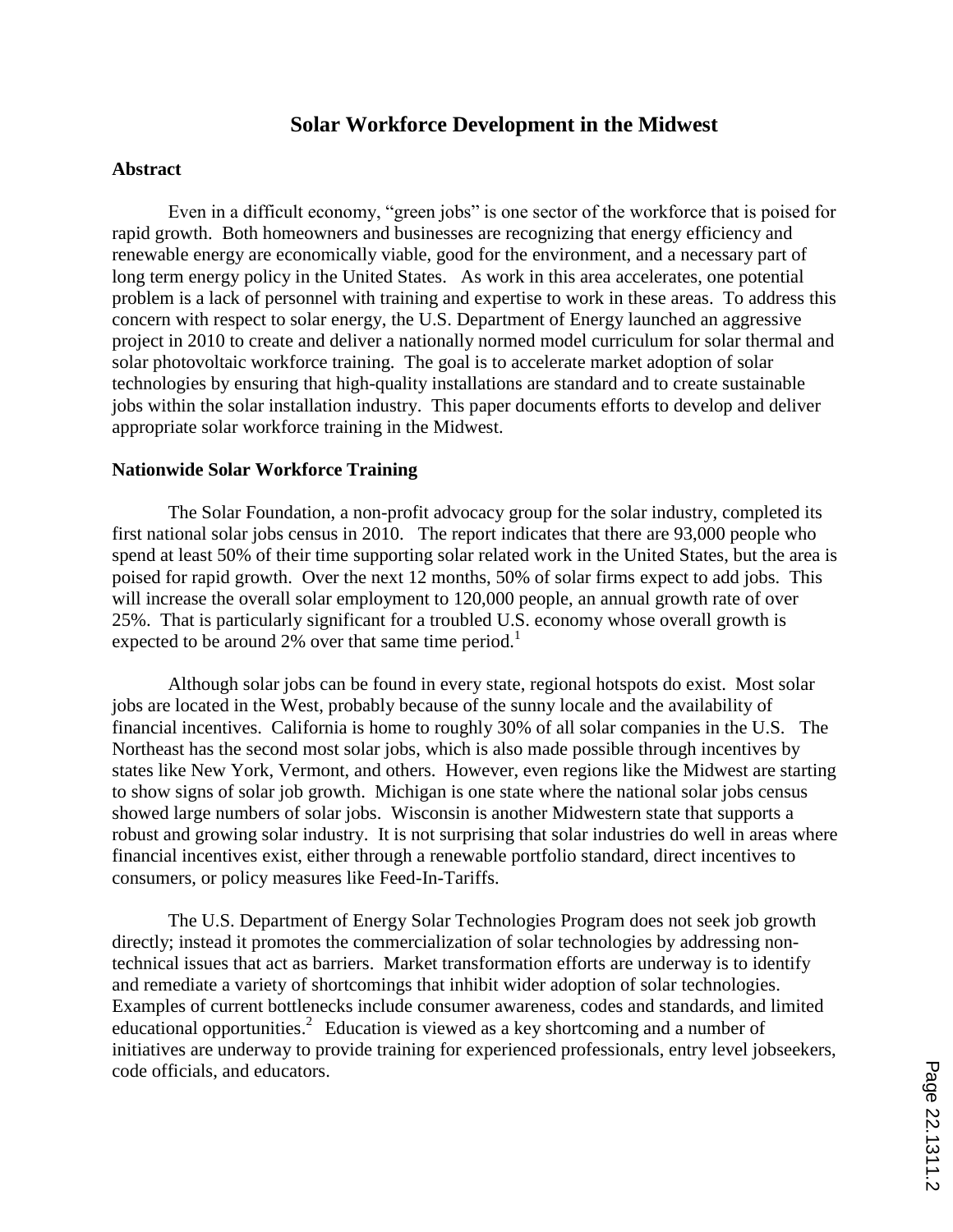# Solar Workforce Development in the Midwest

## Abstract

Even in a difficult economy, "green jobs" is one sector of the workforce that is poised for rapid growth. Both homeowners and businesses are recognizing that energy efficiency and renewable energy are economically viable, good for the environment, and a necessary part of long term energy policy in the United States. As work in this area accelerates, one potential problem is a lack of personnel with training and expertise to work in these areas. To address this concern with respect to solar energy, the U.S. Department of Energy launched an aggressive project in 2010 to create and deliver a nationally normed model curriculum for solar thermal and solar photovoltaic workforce training. The goal is to accelerate market adoption of solar technologies by ensuring that high-quality installations are standard and to create sustainable jobs within the solar installation industry. This paper documents efforts to develop and deliver appropriate solar workforce training in the Midwest.

## Nationwide Solar Workforce Training

The Solar Foundation, a non-profit advocacy group for the solar industry, completed its first national solar jobs census in 2010. The report indicates that there are 93,000 people who spend at least 50% of their time supporting solar related work in the United States, but the area is poised for rapid growth. Over the next 12 months, 50% of solar firms expect to add jobs. This will increase the overall solar employment to 120,000 people, an annual growth rate of over 25%. That is particularly significant for a troubled U.S. economy whose overall growth is expected to be around 2% over that same time period.[1]

Although solar jobs can be found in every state, regional hotspots do exist. Most solar jobs are located in the West, probably because of the sunny locale and the availability of financial incentives. California is home to roughly 30% of all solar companies in the U.S. The Northeast has the second most solar jobs, which is also made possible through incentives by states like New York, Vermont, and others. However, even regions like the Midwest are starting to show signs of solar job growth. Michigan is one state where the national solar jobs census showed large numbers of solar jobs. Wisconsin is another Midwestern state that supports a robust and growing solar industry. It is not surprising that solar industries do well in areas where financial incentives exist, either through a renewable portfolio standard, direct incentives to consumers, or policy measures like Feed-In-Tariffs.

The U.S. Department of Energy Solar Technologies Program does not seek job growth directly; instead it promotes the commercialization of solar technologies by addressing non-technical issues that act as barriers. Market transformation efforts are underway is to identify and remediate a variety of shortcomings that inhibit wider adoption of solar technologies. Examples of current bottlenecks include consumer awareness, codes and standards, and limited educational opportunities.[2] Education is viewed as a key shortcoming and a number of initiatives are underway to provide training for experienced professionals, entry level jobseekers, code officials, and educators.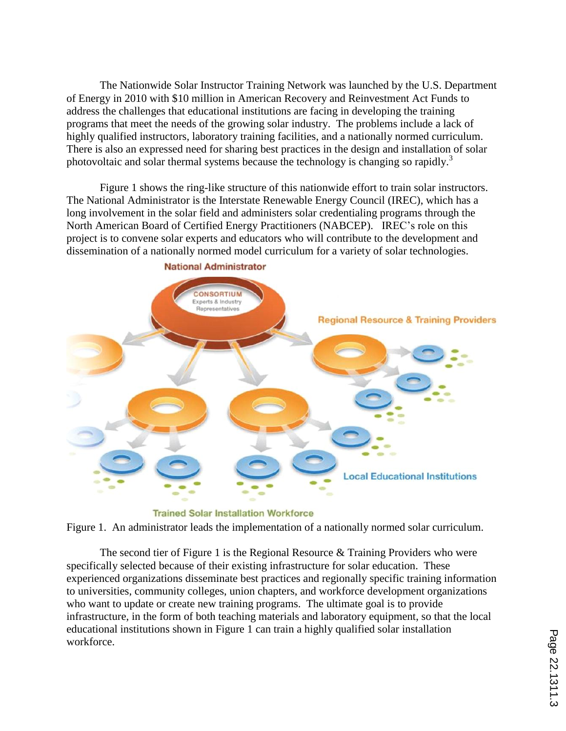The Nationwide Solar Instructor Training Network was launched by the U.S. Department of Energy in 2010 with $10 million in American Recovery and Reinvestment Act Funds to address the challenges that educational institutions are facing in developing the training programs that meet the needs of the growing solar industry. The problems include a lack of highly qualified instructors, laboratory training facilities, and a nationally normed curriculum. There is also an expressed need for sharing best practices in the design and installation of solar photovoltaic and solar thermal systems because the technology is changing so rapidly.[3]

Figure 1 shows the ring-like structure of this nationwide effort to train solar instructors. The National Administrator is the Interstate Renewable Energy Council (IREC), which has a long involvement in the solar field and administers solar credentialing programs through the North American Board of Certified Energy Practitioners (NABCEP). IREC's role on this project is to convene solar experts and educators who will contribute to the development and dissemination of a nationally normed model curriculum for a variety of solar technologies.

Figure 1. An administrator leads the implementation of a nationally normed solar curriculum.

The second tier of Figure 1 is the Regional Resource & Training Providers who were specifically selected because of their existing infrastructure for solar education. These experienced organizations disseminate best practices and regionally specific training information to universities, community colleges, union chapters, and workforce development organizations who want to update or create new training programs. The ultimate goal is to provide infrastructure, in the form of both teaching materials and laboratory equipment, so that the local educational institutions shown in Figure 1 can train a highly qualified solar installation workforce.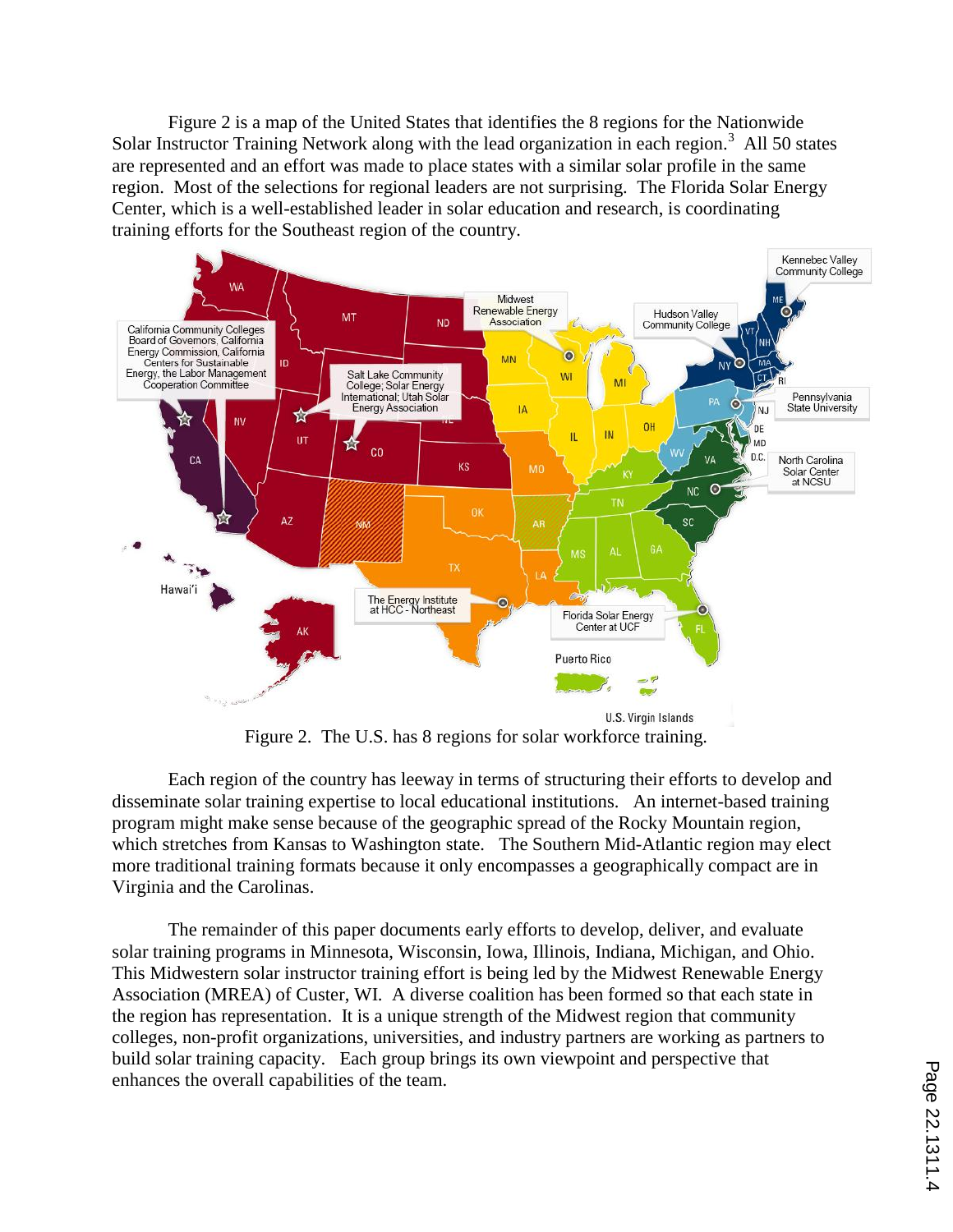Figure 2 is a map of the United States that identifies the 8 regions for the Nationwide Solar Instructor Training Network along with the lead organization in each region.[3] All 50 states are represented and an effort was made to place states with a similar solar profile in the same region. Most of the selections for regional leaders are not surprising. The Florida Solar Energy Center, which is a well-established leader in solar education and research, is coordinating training efforts for the Southeast region of the country.

Figure 2. The U.S. has 8 regions for solar workforce training.

Each region of the country has leeway in terms of structuring their efforts to develop and disseminate solar training expertise to local educational institutions. An internet-based training program might make sense because of the geographic spread of the Rocky Mountain region, which stretches from Kansas to Washington state. The Southern Mid-Atlantic region may elect more traditional training formats because it only encompasses a geographically compact are in Virginia and the Carolinas.

The remainder of this paper documents early efforts to develop, deliver, and evaluate solar training programs in Minnesota, Wisconsin, Iowa, Illinois, Indiana, Michigan, and Ohio. This Midwestern solar instructor training effort is being led by the Midwest Renewable Energy Association (MREA) of Custer, WI. A diverse coalition has been formed so that each state in the region has representation. It is a unique strength of the Midwest region that community colleges, non-profit organizations, universities, and industry partners are working as partners to build solar training capacity. Each group brings its own viewpoint and perspective that enhances the overall capabilities of the team.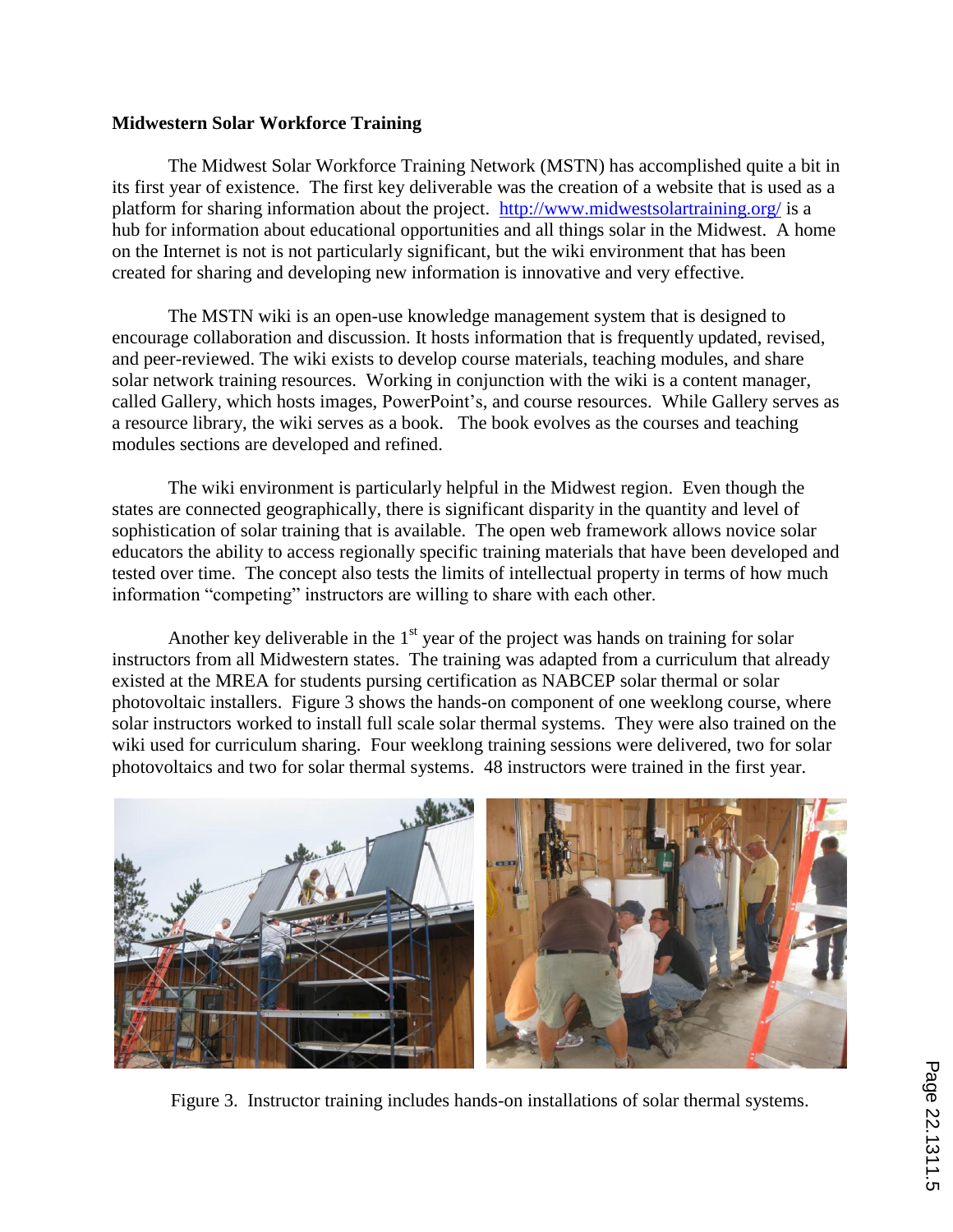## Midwestern Solar Workforce Training

The Midwest Solar Workforce Training Network (MSTN) has accomplished quite a bit in its first year of existence. The first key deliverable was the creation of a website that is used as a platform for sharing information about the project. http://www.midwestsolartraining.org/ is a hub for information about educational opportunities and all things solar in the Midwest. A home on the Internet is not is not particularly significant, but the wiki environment that has been created for sharing and developing new information is innovative and very effective.

The MSTN wiki is an open-use knowledge management system that is designed to encourage collaboration and discussion. It hosts information that is frequently updated, revised, and peer-reviewed. The wiki exists to develop course materials, teaching modules, and share solar network training resources. Working in conjunction with the wiki is a content manager, called Gallery, which hosts images, PowerPoint's, and course resources. While Gallery serves as a resource library, the wiki serves as a book. The book evolves as the courses and teaching modules sections are developed and refined.

The wiki environment is particularly helpful in the Midwest region. Even though the states are connected geographically, there is significant disparity in the quantity and level of sophistication of solar training that is available. The open web framework allows novice solar educators the ability to access regionally specific training materials that have been developed and tested over time. The concept also tests the limits of intellectual property in terms of how much information "competing" instructors are willing to share with each other.

Another key deliverable in the 1st year of the project was hands on training for solar instructors from all Midwestern states. The training was adapted from a curriculum that already existed at the MREA for students pursing certification as NABCEP solar thermal or solar photovoltaic installers. Figure 3 shows the hands-on component of one weeklong course, where solar instructors worked to install full scale solar thermal systems. They were also trained on the wiki used for curriculum sharing. Four weeklong training sessions were delivered, two for solar photovoltaics and two for solar thermal systems. 48 instructors were trained in the first year.

Figure 3. Instructor training includes hands-on installations of solar thermal systems.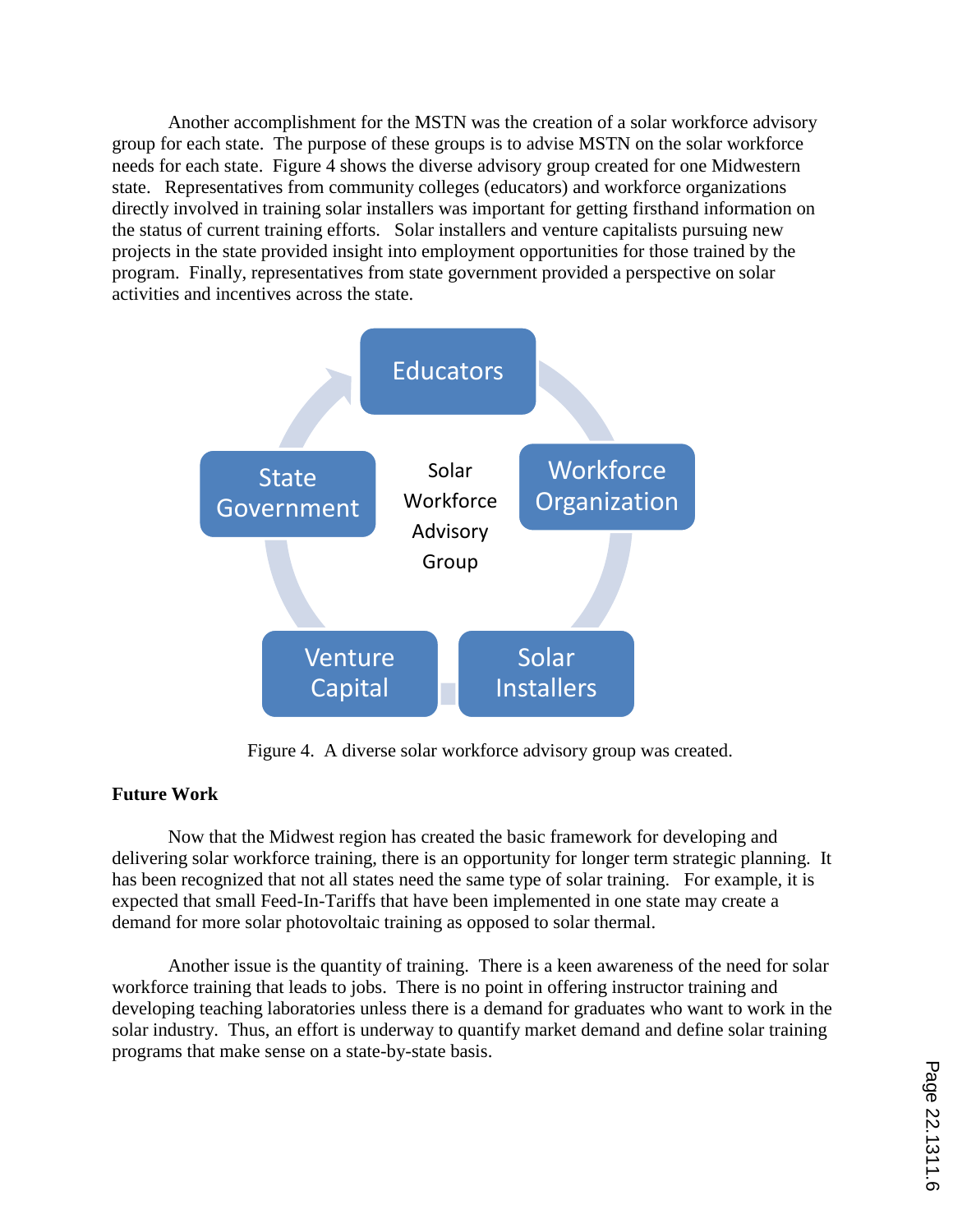Another accomplishment for the MSTN was the creation of a solar workforce advisory group for each state. The purpose of these groups is to advise MSTN on the solar workforce needs for each state. Figure 4 shows the diverse advisory group created for one Midwestern state. Representatives from community colleges (educators) and workforce organizations directly involved in training solar installers was important for getting firsthand information on the status of current training efforts. Solar installers and venture capitalists pursuing new projects in the state provided insight into employment opportunities for those trained by the program. Finally, representatives from state government provided a perspective on solar activities and incentives across the state.

Educators

Workforce Organization

Solar Installers

Venture Capital

State Government

Solar Workforce Advisory Group

Figure 4. A diverse solar workforce advisory group was created.

**Future Work**

Now that the Midwest region has created the basic framework for developing and delivering solar workforce training, there is an opportunity for longer term strategic planning. It has been recognized that not all states need the same type of solar training. For example, it is expected that small Feed-In-Tariffs that have been implemented in one state may create a demand for more solar photovoltaic training as opposed to solar thermal.

Another issue is the quantity of training. There is a keen awareness of the need for solar workforce training that leads to jobs. There is no point in offering instructor training and developing teaching laboratories unless there is a demand for graduates who want to work in the solar industry. Thus, an effort is underway to quantify market demand and define solar training programs that make sense on a state-by-state basis.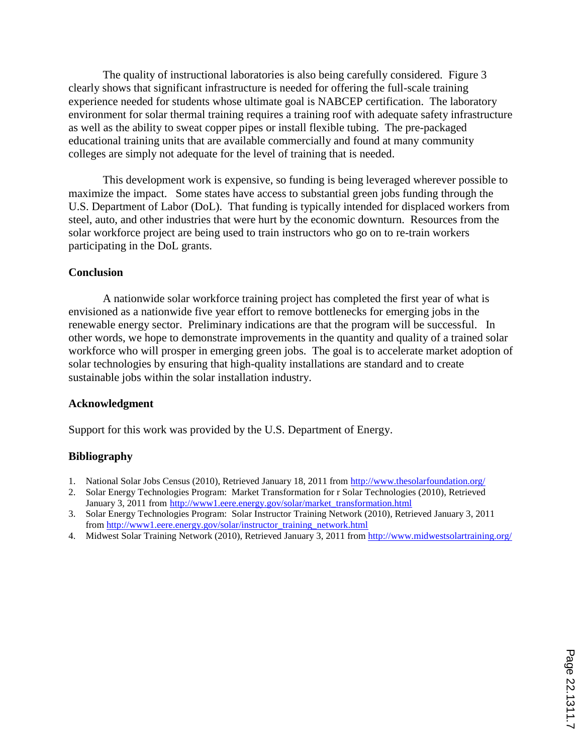The quality of instructional laboratories is also being carefully considered. Figure 3 clearly shows that significant infrastructure is needed for offering the full-scale training experience needed for students whose ultimate goal is NABCEP certification. The laboratory environment for solar thermal training requires a training roof with adequate safety infrastructure as well as the ability to sweat copper pipes or install flexible tubing. The pre-packaged educational training units that are available commercially and found at many community colleges are simply not adequate for the level of training that is needed.

This development work is expensive, so funding is being leveraged wherever possible to maximize the impact. Some states have access to substantial green jobs funding through the U.S. Department of Labor (DoL). That funding is typically intended for displaced workers from steel, auto, and other industries that were hurt by the economic downturn. Resources from the solar workforce project are being used to train instructors who go on to re-train workers participating in the DoL grants.

## Conclusion

A nationwide solar workforce training project has completed the first year of what is envisioned as a nationwide five year effort to remove bottlenecks for emerging jobs in the renewable energy sector. Preliminary indications are that the program will be successful. In other words, we hope to demonstrate improvements in the quantity and quality of a trained solar workforce who will prosper in emerging green jobs. The goal is to accelerate market adoption of solar technologies by ensuring that high-quality installations are standard and to create sustainable jobs within the solar installation industry.

## Acknowledgment

Support for this work was provided by the U.S. Department of Energy.

## Bibliography

1. National Solar Jobs Census (2010), Retrieved January 18, 2011 from http://www.thesolarfoundation.org/
2. Solar Energy Technologies Program: Market Transformation for r Solar Technologies (2010), Retrieved January 3, 2011 from http://www1.eere.energy.gov/solar/market_transformation.html
3. Solar Energy Technologies Program: Solar Instructor Training Network (2010), Retrieved January 3, 2011 from http://www1.eere.energy.gov/solar/instructor_training_network.html
4. Midwest Solar Training Network (2010), Retrieved January 3, 2011 from http://www.midwestsolartraining.org/